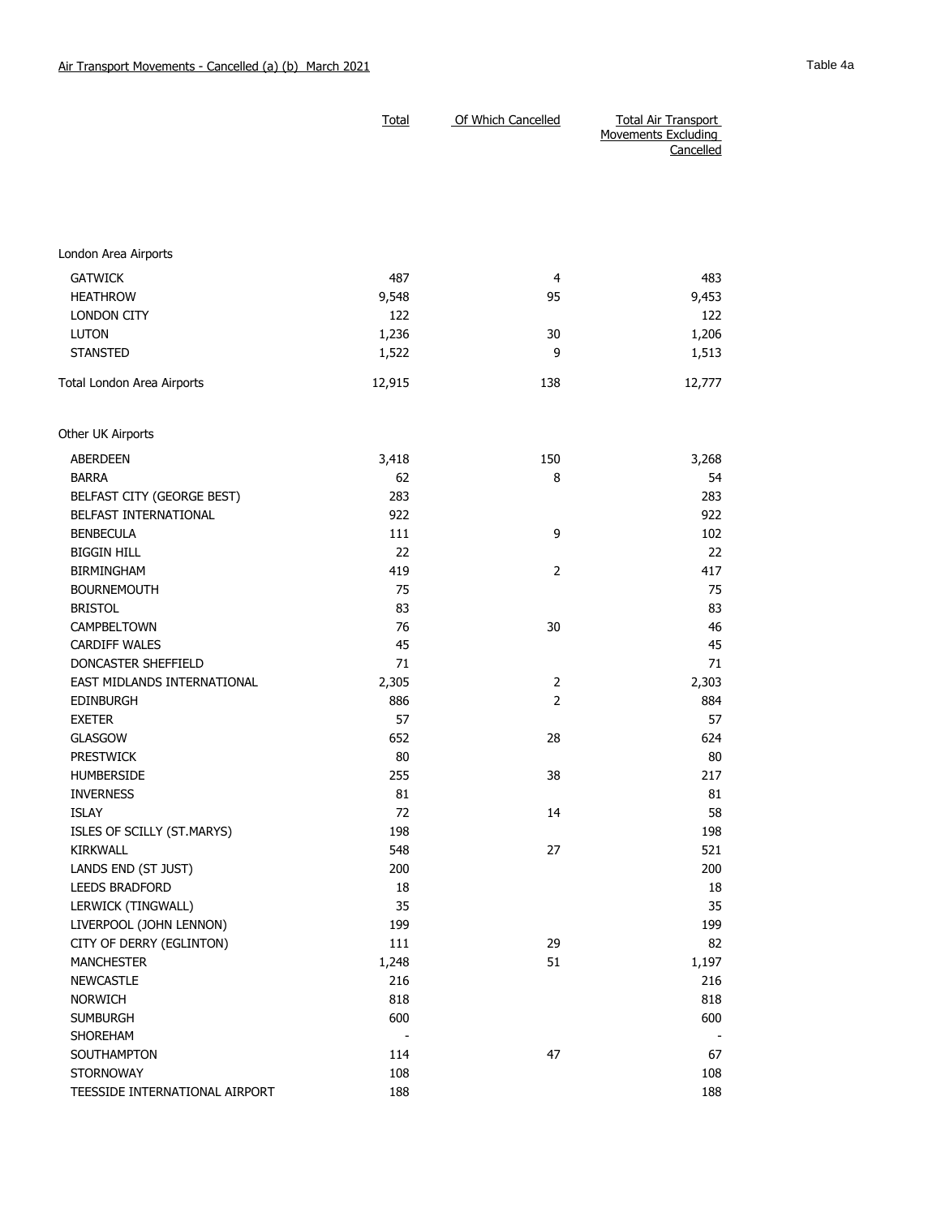Air Transport Movements - Cancelled (a) (b) March 2021

Table 4a

| | Total | Of Which Cancelled | Total Air Transport Movements Excluding Cancelled |
|---|---|---|---|
| **London Area Airports** | | | |
| GATWICK | 487 | 4 | 483 |
| HEATHROW | 9,548 | 95 | 9,453 |
| LONDON CITY | 122 | | 122 |
| LUTON | 1,236 | 30 | 1,206 |
| STANSTED | 1,522 | 9 | 1,513 |
| Total London Area Airports | 12,915 | 138 | 12,777 |
| **Other UK Airports** | | | |
| ABERDEEN | 3,418 | 150 | 3,268 |
| BARRA | 62 | 8 | 54 |
| BELFAST CITY (GEORGE BEST) | 283 | | 283 |
| BELFAST INTERNATIONAL | 922 | | 922 |
| BENBECULA | 111 | 9 | 102 |
| BIGGIN HILL | 22 | | 22 |
| BIRMINGHAM | 419 | 2 | 417 |
| BOURNEMOUTH | 75 | | 75 |
| BRISTOL | 83 | | 83 |
| CAMPBELTOWN | 76 | 30 | 46 |
| CARDIFF WALES | 45 | | 45 |
| DONCASTER SHEFFIELD | 71 | | 71 |
| EAST MIDLANDS INTERNATIONAL | 2,305 | 2 | 2,303 |
| EDINBURGH | 886 | 2 | 884 |
| EXETER | 57 | | 57 |
| GLASGOW | 652 | 28 | 624 |
| PRESTWICK | 80 | | 80 |
| HUMBERSIDE | 255 | 38 | 217 |
| INVERNESS | 81 | | 81 |
| ISLAY | 72 | 14 | 58 |
| ISLES OF SCILLY (ST.MARYS) | 198 | | 198 |
| KIRKWALL | 548 | 27 | 521 |
| LANDS END (ST JUST) | 200 | | 200 |
| LEEDS BRADFORD | 18 | | 18 |
| LERWICK (TINGWALL) | 35 | | 35 |
| LIVERPOOL (JOHN LENNON) | 199 | | 199 |
| CITY OF DERRY (EGLINTON) | 111 | 29 | 82 |
| MANCHESTER | 1,248 | 51 | 1,197 |
| NEWCASTLE | 216 | | 216 |
| NORWICH | 818 | | 818 |
| SUMBURGH | 600 | | 600 |
| SHOREHAM | - | | - |
| SOUTHAMPTON | 114 | 47 | 67 |
| STORNOWAY | 108 | | 108 |
| TEESSIDE INTERNATIONAL AIRPORT | 188 | | 188 |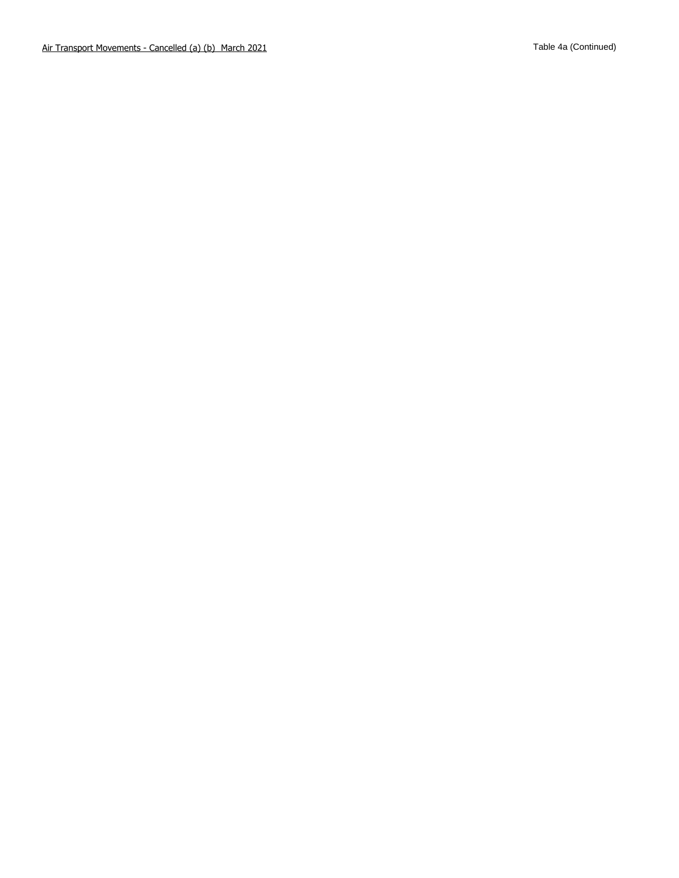Air Transport Movements - Cancelled (a) (b)  March 2021

Table 4a (Continued)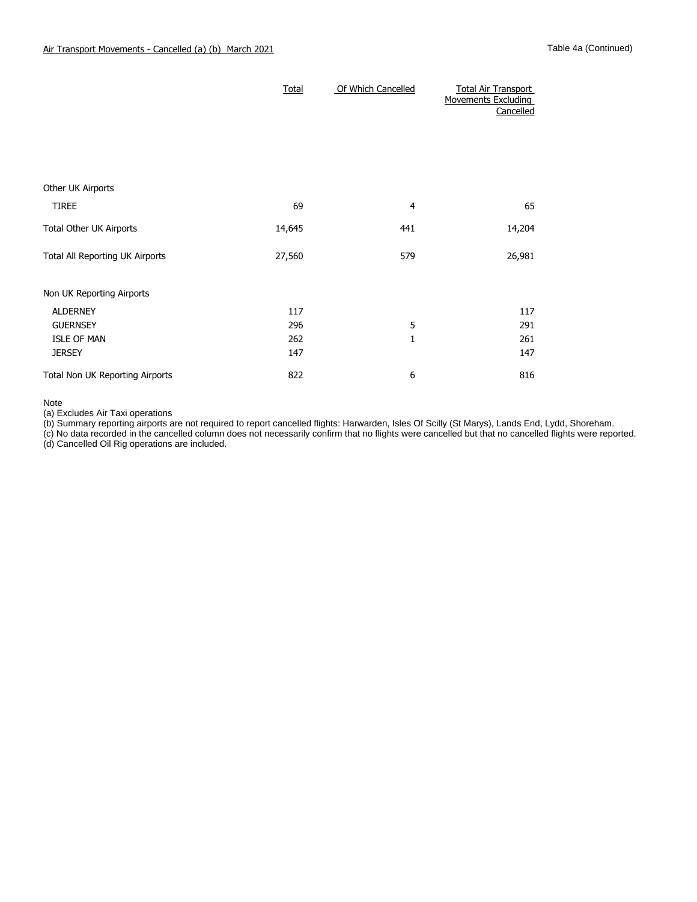## Air Transport Movements - Cancelled (a) (b) March 2021

Table 4a (Continued)

| | Total | Of Which Cancelled | Total Air Transport Movements Excluding Cancelled |
|---|---|---|---|
| Other UK Airports | | | |
| TIREE | 69 | 4 | 65 |
| Total Other UK Airports | 14,645 | 441 | 14,204 |
| Total All Reporting UK Airports | 27,560 | 579 | 26,981 |
| Non UK Reporting Airports | | | |
| ALDERNEY | 117 | | 117 |
| GUERNSEY | 296 | 5 | 291 |
| ISLE OF MAN | 262 | 1 | 261 |
| JERSEY | 147 | | 147 |
| Total Non UK Reporting Airports | 822 | 6 | 816 |

Note

(a) Excludes Air Taxi operations

(b) Summary reporting airports are not required to report cancelled flights: Harwarden, Isles Of Scilly (St Marys), Lands End, Lydd, Shoreham.

(c) No data recorded in the cancelled column does not necessarily confirm that no flights were cancelled but that no cancelled flights were reported.

(d) Cancelled Oil Rig operations are included.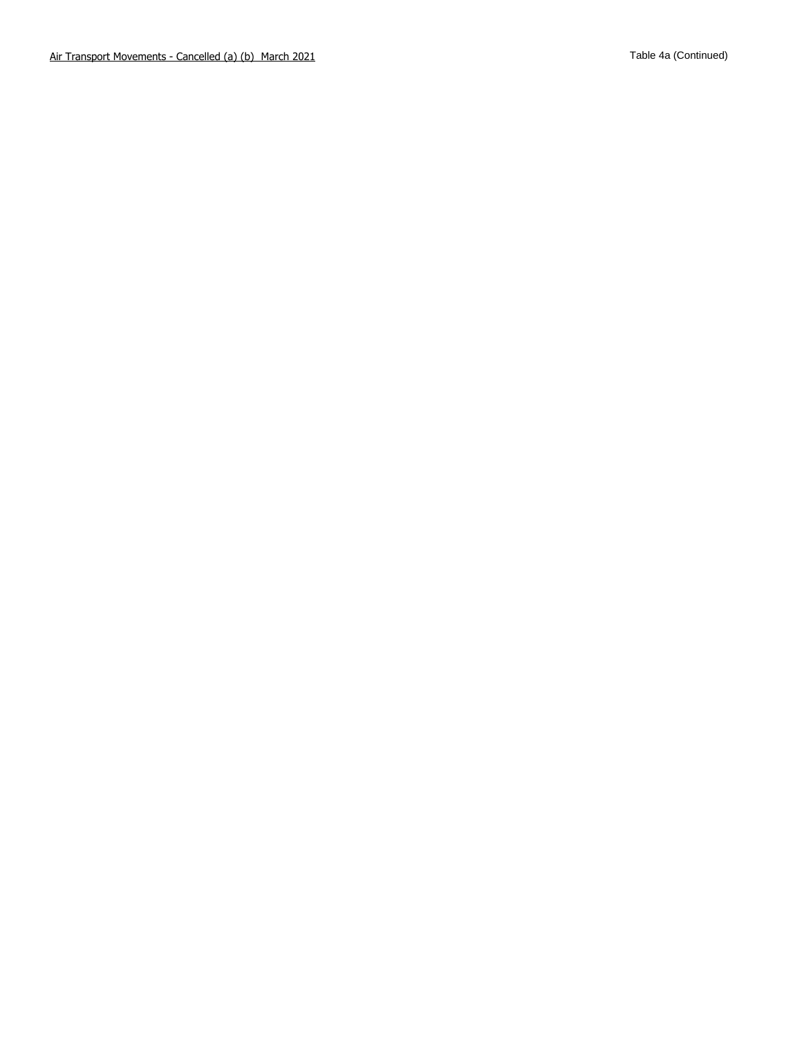Air Transport Movements - Cancelled (a) (b) March 2021

Table 4a (Continued)